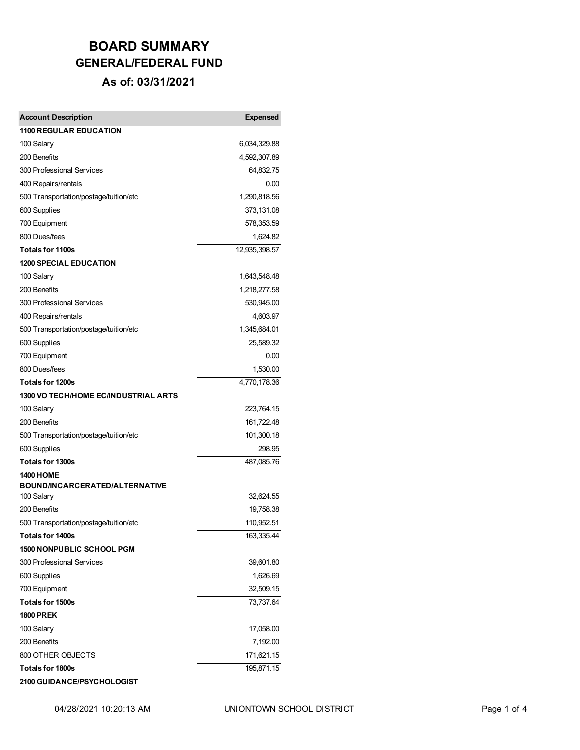# BOARD SUMMARY

## GENERAL/FEDERAL FUND

### As of: 03/31/2021

| Account Description | Expensed |
|---|---:|
| **1100 REGULAR EDUCATION** | |
| 100 Salary | 6,034,329.88 |
| 200 Benefits | 4,592,307.89 |
| 300 Professional Services | 64,832.75 |
| 400 Repairs/rentals | 0.00 |
| 500 Transportation/postage/tuition/etc | 1,290,818.56 |
| 600 Supplies | 373,131.08 |
| 700 Equipment | 578,353.59 |
| 800 Dues/fees | 1,624.82 |
| **Totals for 1100s** | 12,935,398.57 |
| **1200 SPECIAL EDUCATION** | |
| 100 Salary | 1,643,548.48 |
| 200 Benefits | 1,218,277.58 |
| 300 Professional Services | 530,945.00 |
| 400 Repairs/rentals | 4,603.97 |
| 500 Transportation/postage/tuition/etc | 1,345,684.01 |
| 600 Supplies | 25,589.32 |
| 700 Equipment | 0.00 |
| 800 Dues/fees | 1,530.00 |
| **Totals for 1200s** | 4,770,178.36 |
| **1300 VO TECH/HOME EC/INDUSTRIAL ARTS** | |
| 100 Salary | 223,764.15 |
| 200 Benefits | 161,722.48 |
| 500 Transportation/postage/tuition/etc | 101,300.18 |
| 600 Supplies | 298.95 |
| **Totals for 1300s** | 487,085.76 |
| **1400 HOME BOUND/INCARCERATED/ALTERNATIVE** | |
| 100 Salary | 32,624.55 |
| 200 Benefits | 19,758.38 |
| 500 Transportation/postage/tuition/etc | 110,952.51 |
| **Totals for 1400s** | 163,335.44 |
| **1500 NONPUBLIC SCHOOL PGM** | |
| 300 Professional Services | 39,601.80 |
| 600 Supplies | 1,626.69 |
| 700 Equipment | 32,509.15 |
| **Totals for 1500s** | 73,737.64 |
| **1800 PREK** | |
| 100 Salary | 17,058.00 |
| 200 Benefits | 7,192.00 |
| 800 OTHER OBJECTS | 171,621.15 |
| **Totals for 1800s** | 195,871.15 |
| **2100 GUIDANCE/PSYCHOLOGIST** | |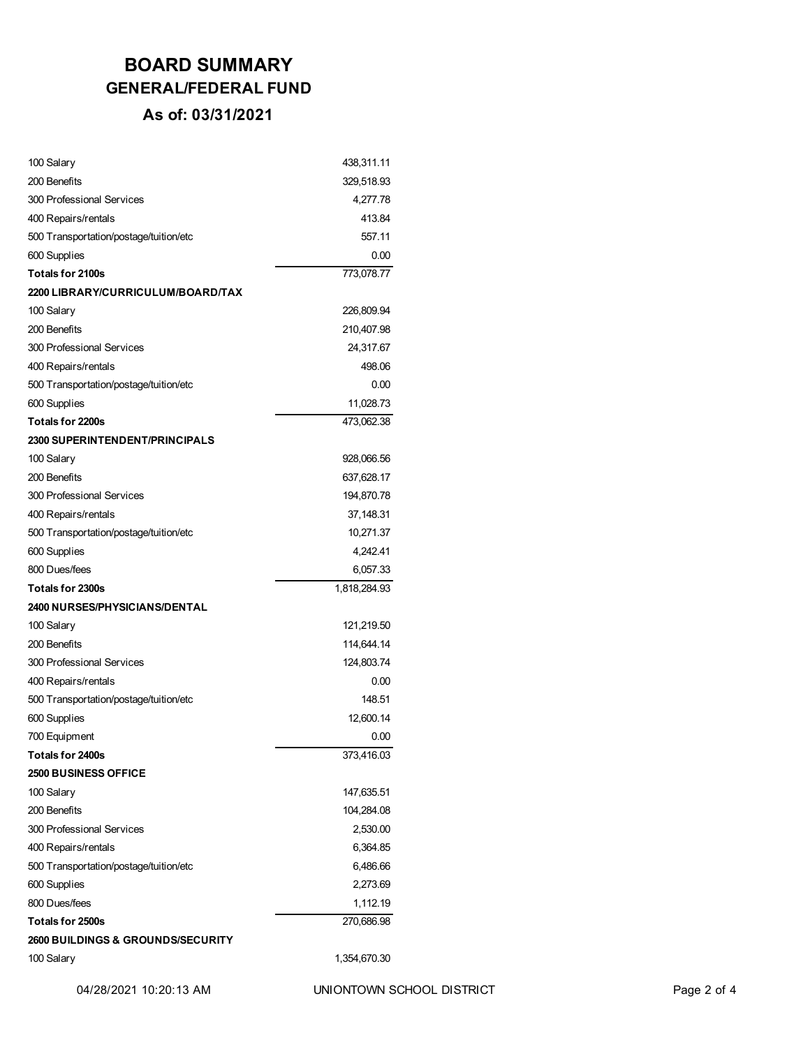# BOARD SUMMARY

## GENERAL/FEDERAL FUND

### As of: 03/31/2021

| | |
|---|---:|
| 100 Salary | 438,311.11 |
| 200 Benefits | 329,518.93 |
| 300 Professional Services | 4,277.78 |
| 400 Repairs/rentals | 413.84 |
| 500 Transportation/postage/tuition/etc | 557.11 |
| 600 Supplies | 0.00 |
| **Totals for 2100s** | 773,078.77 |
| **2200 LIBRARY/CURRICULUM/BOARD/TAX** | |
| 100 Salary | 226,809.94 |
| 200 Benefits | 210,407.98 |
| 300 Professional Services | 24,317.67 |
| 400 Repairs/rentals | 498.06 |
| 500 Transportation/postage/tuition/etc | 0.00 |
| 600 Supplies | 11,028.73 |
| **Totals for 2200s** | 473,062.38 |
| **2300 SUPERINTENDENT/PRINCIPALS** | |
| 100 Salary | 928,066.56 |
| 200 Benefits | 637,628.17 |
| 300 Professional Services | 194,870.78 |
| 400 Repairs/rentals | 37,148.31 |
| 500 Transportation/postage/tuition/etc | 10,271.37 |
| 600 Supplies | 4,242.41 |
| 800 Dues/fees | 6,057.33 |
| **Totals for 2300s** | 1,818,284.93 |
| **2400 NURSES/PHYSICIANS/DENTAL** | |
| 100 Salary | 121,219.50 |
| 200 Benefits | 114,644.14 |
| 300 Professional Services | 124,803.74 |
| 400 Repairs/rentals | 0.00 |
| 500 Transportation/postage/tuition/etc | 148.51 |
| 600 Supplies | 12,600.14 |
| 700 Equipment | 0.00 |
| **Totals for 2400s** | 373,416.03 |
| **2500 BUSINESS OFFICE** | |
| 100 Salary | 147,635.51 |
| 200 Benefits | 104,284.08 |
| 300 Professional Services | 2,530.00 |
| 400 Repairs/rentals | 6,364.85 |
| 500 Transportation/postage/tuition/etc | 6,486.66 |
| 600 Supplies | 2,273.69 |
| 800 Dues/fees | 1,112.19 |
| **Totals for 2500s** | 270,686.98 |
| **2600 BUILDINGS & GROUNDS/SECURITY** | |
| 100 Salary | 1,354,670.30 |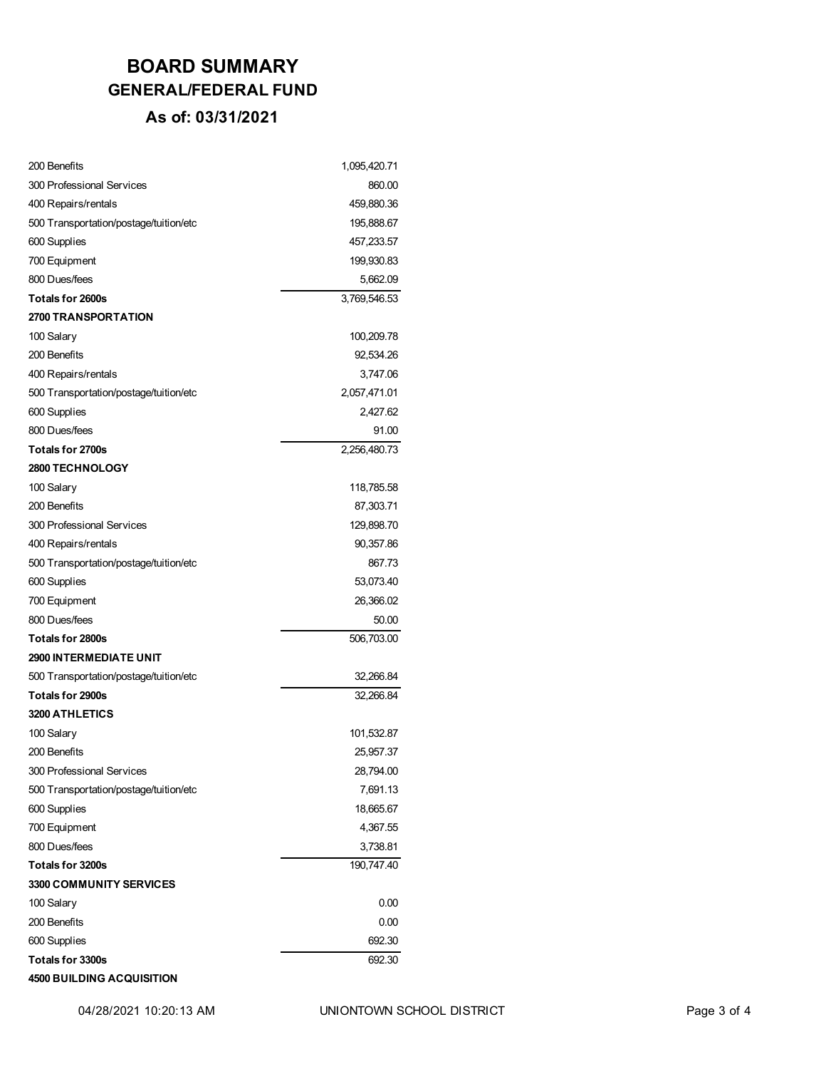# BOARD SUMMARY

## GENERAL/FEDERAL FUND

### As of: 03/31/2021

| | |
|---|---:|
| 200 Benefits | 1,095,420.71 |
| 300 Professional Services | 860.00 |
| 400 Repairs/rentals | 459,880.36 |
| 500 Transportation/postage/tuition/etc | 195,888.67 |
| 600 Supplies | 457,233.57 |
| 700 Equipment | 199,930.83 |
| 800 Dues/fees | 5,662.09 |
| **Totals for 2600s** | 3,769,546.53 |
| **2700 TRANSPORTATION** | |
| 100 Salary | 100,209.78 |
| 200 Benefits | 92,534.26 |
| 400 Repairs/rentals | 3,747.06 |
| 500 Transportation/postage/tuition/etc | 2,057,471.01 |
| 600 Supplies | 2,427.62 |
| 800 Dues/fees | 91.00 |
| **Totals for 2700s** | 2,256,480.73 |
| **2800 TECHNOLOGY** | |
| 100 Salary | 118,785.58 |
| 200 Benefits | 87,303.71 |
| 300 Professional Services | 129,898.70 |
| 400 Repairs/rentals | 90,357.86 |
| 500 Transportation/postage/tuition/etc | 867.73 |
| 600 Supplies | 53,073.40 |
| 700 Equipment | 26,366.02 |
| 800 Dues/fees | 50.00 |
| **Totals for 2800s** | 506,703.00 |
| **2900 INTERMEDIATE UNIT** | |
| 500 Transportation/postage/tuition/etc | 32,266.84 |
| **Totals for 2900s** | 32,266.84 |
| **3200 ATHLETICS** | |
| 100 Salary | 101,532.87 |
| 200 Benefits | 25,957.37 |
| 300 Professional Services | 28,794.00 |
| 500 Transportation/postage/tuition/etc | 7,691.13 |
| 600 Supplies | 18,665.67 |
| 700 Equipment | 4,367.55 |
| 800 Dues/fees | 3,738.81 |
| **Totals for 3200s** | 190,747.40 |
| **3300 COMMUNITY SERVICES** | |
| 100 Salary | 0.00 |
| 200 Benefits | 0.00 |
| 600 Supplies | 692.30 |
| **Totals for 3300s** | 692.30 |
| **4500 BUILDING ACQUISITION** | |

04/28/2021 10:20:13 AM UNIONTOWN SCHOOL DISTRICT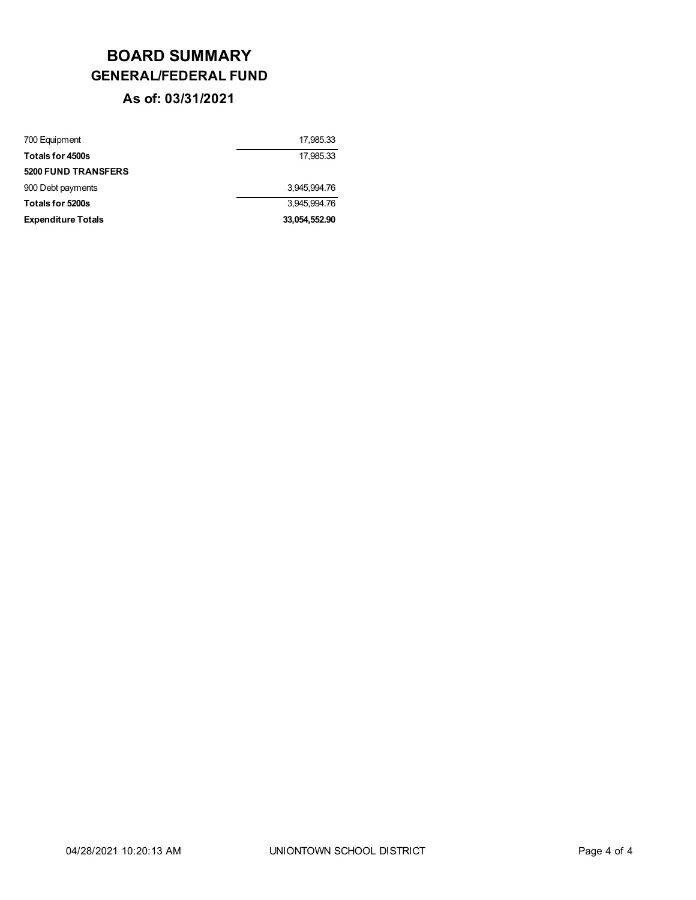# BOARD SUMMARY

## GENERAL/FEDERAL FUND

### As of: 03/31/2021

| | |
|---|---|
| 700 Equipment | 17,985.33 |
| **Totals for 4500s** | 17,985.33 |
| **5200 FUND TRANSFERS** | |
| 900 Debt payments | 3,945,994.76 |
| **Totals for 5200s** | 3,945,994.76 |
| **Expenditure Totals** | **33,054,552.90** |

04/28/2021 10:20:13 AM UNIONTOWN SCHOOL DISTRICT